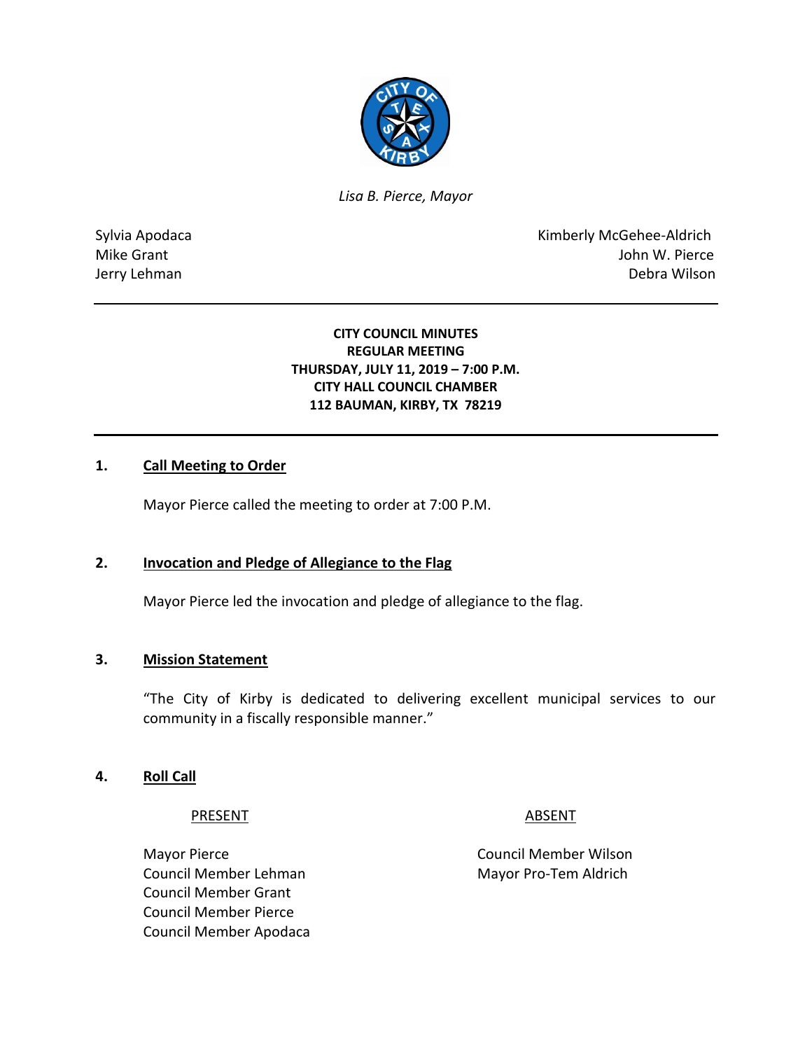*Lisa B. Pierce, Mayor*

Sylvia Apodaca
Mike Grant
Jerry Lehman

Kimberly McGehee-Aldrich
John W. Pierce
Debra Wilson

---

**CITY COUNCIL MINUTES**
**REGULAR MEETING**
**THURSDAY, JULY 11, 2019 – 7:00 P.M.**
**CITY HALL COUNCIL CHAMBER**
**112 BAUMAN, KIRBY, TX 78219**

---

## 1. Call Meeting to Order

Mayor Pierce called the meeting to order at 7:00 P.M.

## 2. Invocation and Pledge of Allegiance to the Flag

Mayor Pierce led the invocation and pledge of allegiance to the flag.

## 3. Mission Statement

"The City of Kirby is dedicated to delivering excellent municipal services to our community in a fiscally responsible manner."

## 4. Roll Call

| PRESENT | ABSENT |
|---|---|
| Mayor Pierce | Council Member Wilson |
| Council Member Lehman | Mayor Pro-Tem Aldrich |
| Council Member Grant | |
| Council Member Pierce | |
| Council Member Apodaca | |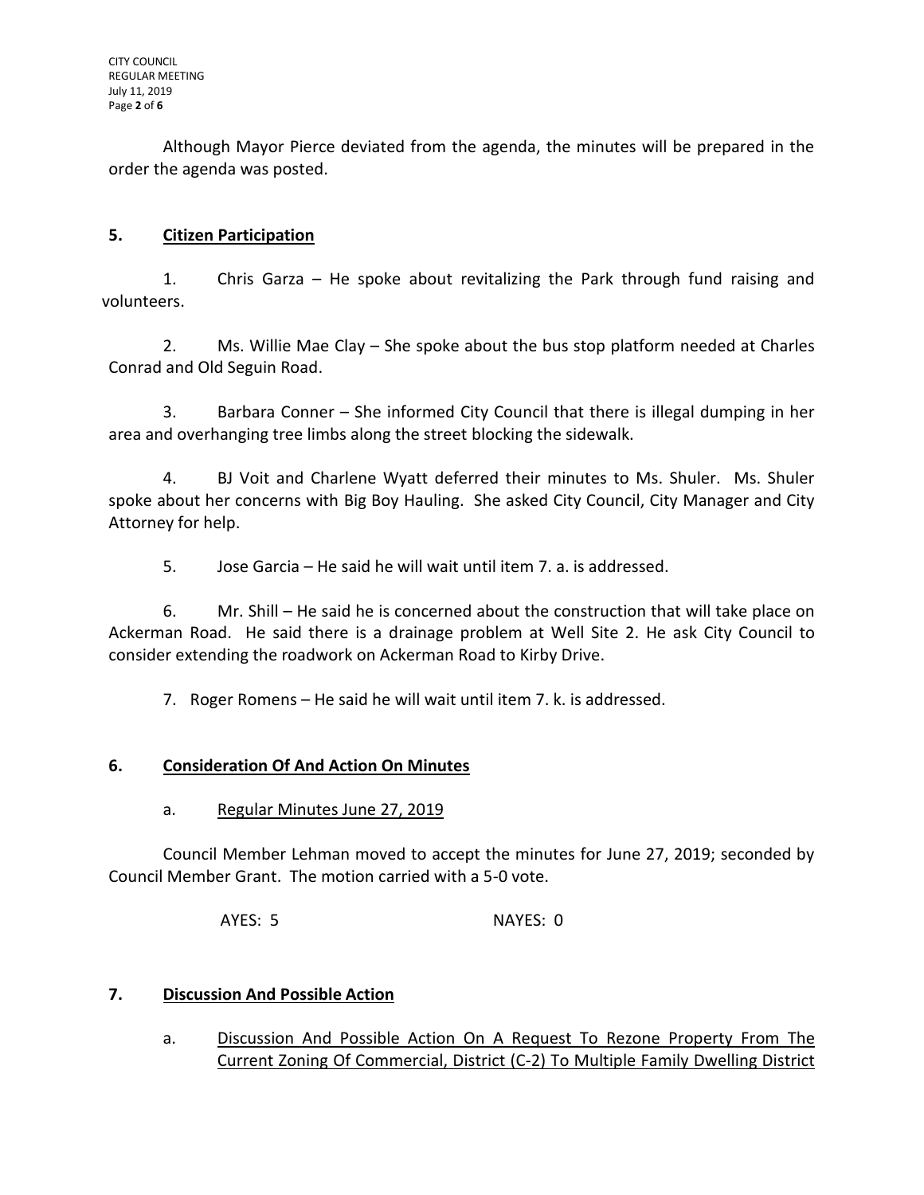Although Mayor Pierce deviated from the agenda, the minutes will be prepared in the order the agenda was posted.

## 5. Citizen Participation

1. Chris Garza – He spoke about revitalizing the Park through fund raising and volunteers.

2. Ms. Willie Mae Clay – She spoke about the bus stop platform needed at Charles Conrad and Old Seguin Road.

3. Barbara Conner – She informed City Council that there is illegal dumping in her area and overhanging tree limbs along the street blocking the sidewalk.

4. BJ Voit and Charlene Wyatt deferred their minutes to Ms. Shuler. Ms. Shuler spoke about her concerns with Big Boy Hauling. She asked City Council, City Manager and City Attorney for help.

5. Jose Garcia – He said he will wait until item 7. a. is addressed.

6. Mr. Shill – He said he is concerned about the construction that will take place on Ackerman Road. He said there is a drainage problem at Well Site 2. He ask City Council to consider extending the roadwork on Ackerman Road to Kirby Drive.

7. Roger Romens – He said he will wait until item 7. k. is addressed.

## 6. Consideration Of And Action On Minutes

a. Regular Minutes June 27, 2019

Council Member Lehman moved to accept the minutes for June 27, 2019; seconded by Council Member Grant. The motion carried with a 5-0 vote.

AYES: 5 NAYES: 0

## 7. Discussion And Possible Action

a. Discussion And Possible Action On A Request To Rezone Property From The Current Zoning Of Commercial, District (C-2) To Multiple Family Dwelling District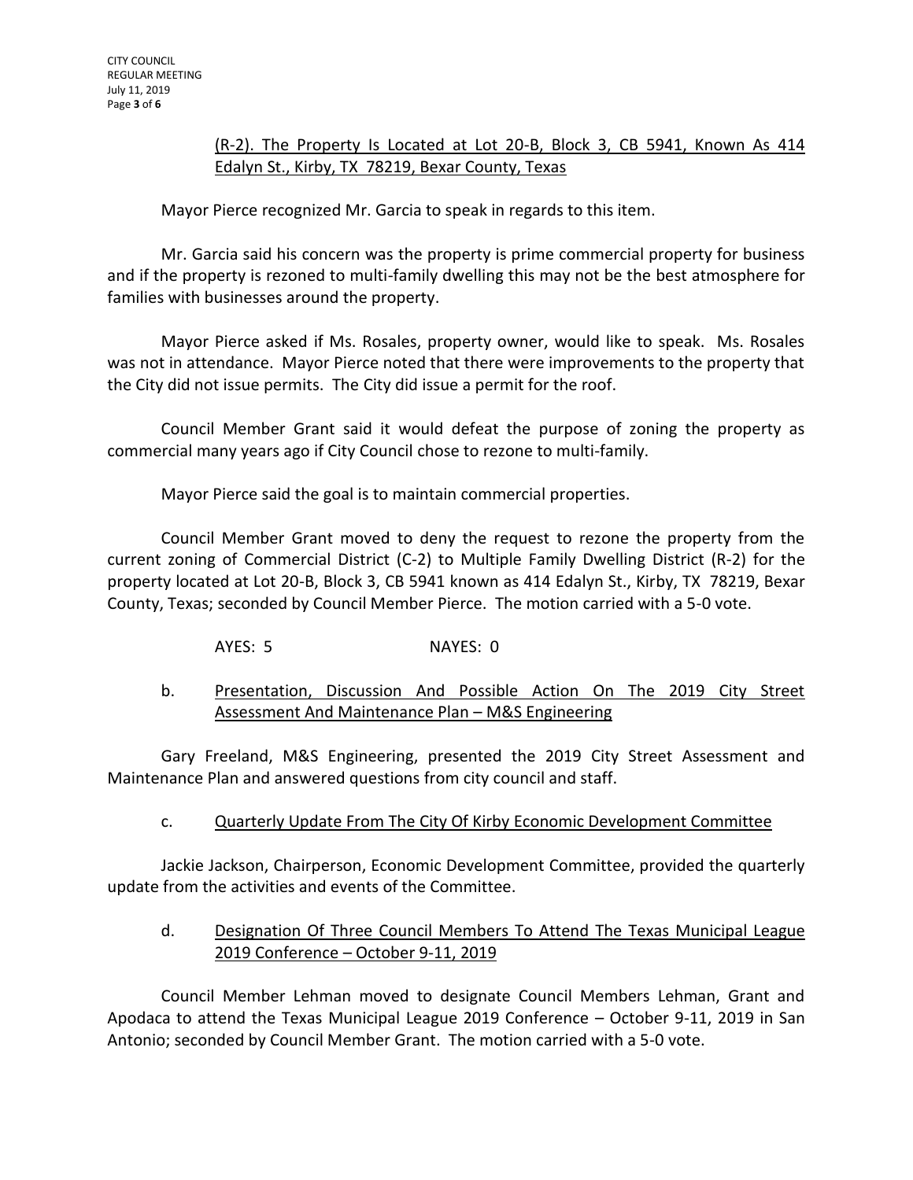(R-2). The Property Is Located at Lot 20-B, Block 3, CB 5941, Known As 414 Edalyn St., Kirby, TX 78219, Bexar County, Texas

Mayor Pierce recognized Mr. Garcia to speak in regards to this item.

Mr. Garcia said his concern was the property is prime commercial property for business and if the property is rezoned to multi-family dwelling this may not be the best atmosphere for families with businesses around the property.

Mayor Pierce asked if Ms. Rosales, property owner, would like to speak. Ms. Rosales was not in attendance. Mayor Pierce noted that there were improvements to the property that the City did not issue permits. The City did issue a permit for the roof.

Council Member Grant said it would defeat the purpose of zoning the property as commercial many years ago if City Council chose to rezone to multi-family.

Mayor Pierce said the goal is to maintain commercial properties.

Council Member Grant moved to deny the request to rezone the property from the current zoning of Commercial District (C-2) to Multiple Family Dwelling District (R-2) for the property located at Lot 20-B, Block 3, CB 5941 known as 414 Edalyn St., Kirby, TX 78219, Bexar County, Texas; seconded by Council Member Pierce. The motion carried with a 5-0 vote.

AYES: 5 NAYES: 0

b. Presentation, Discussion And Possible Action On The 2019 City Street Assessment And Maintenance Plan – M&S Engineering

Gary Freeland, M&S Engineering, presented the 2019 City Street Assessment and Maintenance Plan and answered questions from city council and staff.

c. Quarterly Update From The City Of Kirby Economic Development Committee

Jackie Jackson, Chairperson, Economic Development Committee, provided the quarterly update from the activities and events of the Committee.

d. Designation Of Three Council Members To Attend The Texas Municipal League 2019 Conference – October 9-11, 2019

Council Member Lehman moved to designate Council Members Lehman, Grant and Apodaca to attend the Texas Municipal League 2019 Conference – October 9-11, 2019 in San Antonio; seconded by Council Member Grant. The motion carried with a 5-0 vote.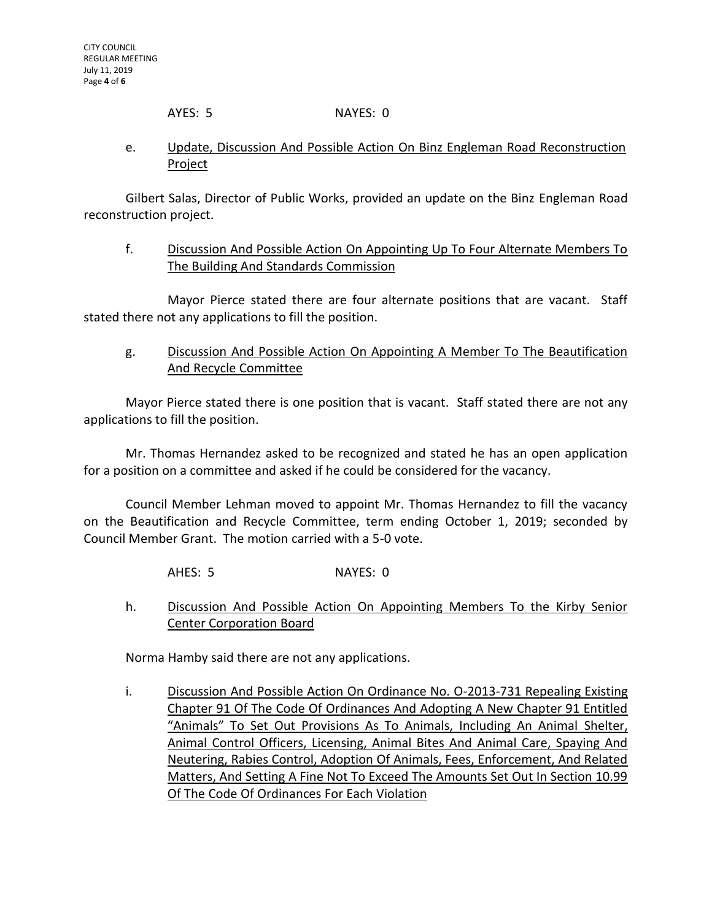AYES: 5 NAYES: 0

e. Update, Discussion And Possible Action On Binz Engleman Road Reconstruction Project

Gilbert Salas, Director of Public Works, provided an update on the Binz Engleman Road reconstruction project.

f. Discussion And Possible Action On Appointing Up To Four Alternate Members To The Building And Standards Commission

Mayor Pierce stated there are four alternate positions that are vacant. Staff stated there not any applications to fill the position.

g. Discussion And Possible Action On Appointing A Member To The Beautification And Recycle Committee

Mayor Pierce stated there is one position that is vacant. Staff stated there are not any applications to fill the position.

Mr. Thomas Hernandez asked to be recognized and stated he has an open application for a position on a committee and asked if he could be considered for the vacancy.

Council Member Lehman moved to appoint Mr. Thomas Hernandez to fill the vacancy on the Beautification and Recycle Committee, term ending October 1, 2019; seconded by Council Member Grant. The motion carried with a 5-0 vote.

AHES: 5 NAYES: 0

h. Discussion And Possible Action On Appointing Members To the Kirby Senior Center Corporation Board

Norma Hamby said there are not any applications.

i. Discussion And Possible Action On Ordinance No. O-2013-731 Repealing Existing Chapter 91 Of The Code Of Ordinances And Adopting A New Chapter 91 Entitled "Animals" To Set Out Provisions As To Animals, Including An Animal Shelter, Animal Control Officers, Licensing, Animal Bites And Animal Care, Spaying And Neutering, Rabies Control, Adoption Of Animals, Fees, Enforcement, And Related Matters, And Setting A Fine Not To Exceed The Amounts Set Out In Section 10.99 Of The Code Of Ordinances For Each Violation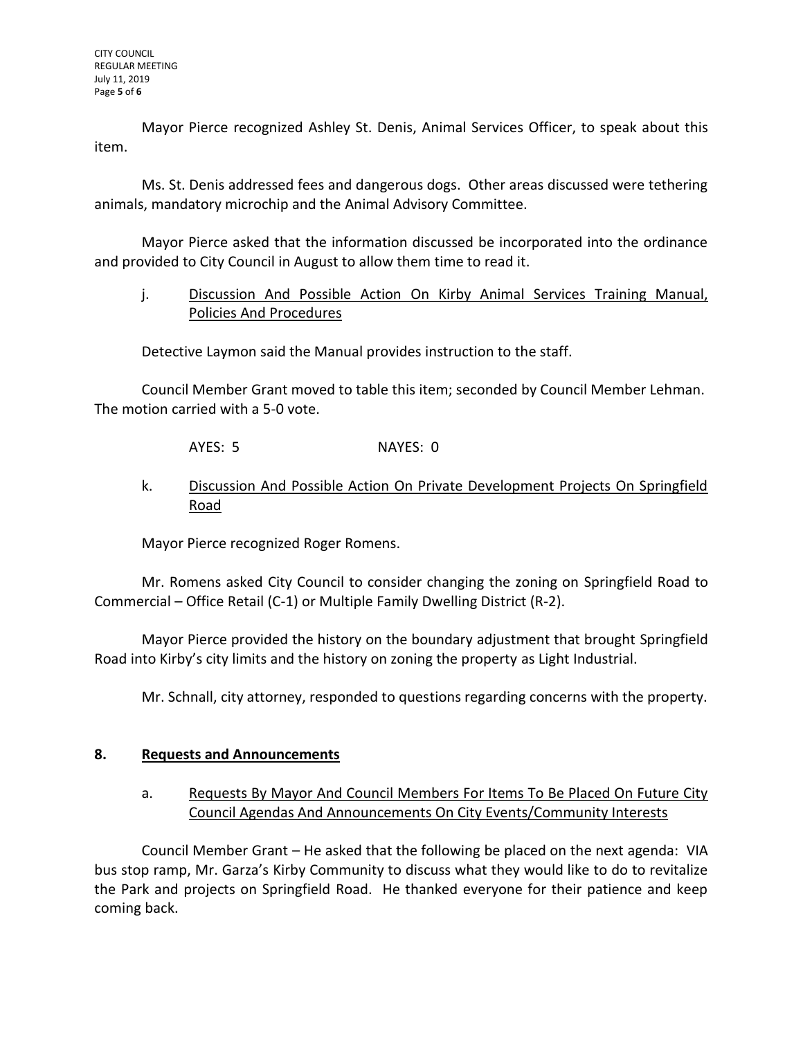Mayor Pierce recognized Ashley St. Denis, Animal Services Officer, to speak about this item.

Ms. St. Denis addressed fees and dangerous dogs. Other areas discussed were tethering animals, mandatory microchip and the Animal Advisory Committee.

Mayor Pierce asked that the information discussed be incorporated into the ordinance and provided to City Council in August to allow them time to read it.

j. Discussion And Possible Action On Kirby Animal Services Training Manual, Policies And Procedures

Detective Laymon said the Manual provides instruction to the staff.

Council Member Grant moved to table this item; seconded by Council Member Lehman. The motion carried with a 5-0 vote.

AYES: 5 NAYES: 0

k. Discussion And Possible Action On Private Development Projects On Springfield Road

Mayor Pierce recognized Roger Romens.

Mr. Romens asked City Council to consider changing the zoning on Springfield Road to Commercial – Office Retail (C-1) or Multiple Family Dwelling District (R-2).

Mayor Pierce provided the history on the boundary adjustment that brought Springfield Road into Kirby's city limits and the history on zoning the property as Light Industrial.

Mr. Schnall, city attorney, responded to questions regarding concerns with the property.

## 8. Requests and Announcements

a. Requests By Mayor And Council Members For Items To Be Placed On Future City Council Agendas And Announcements On City Events/Community Interests

Council Member Grant – He asked that the following be placed on the next agenda: VIA bus stop ramp, Mr. Garza's Kirby Community to discuss what they would like to do to revitalize the Park and projects on Springfield Road. He thanked everyone for their patience and keep coming back.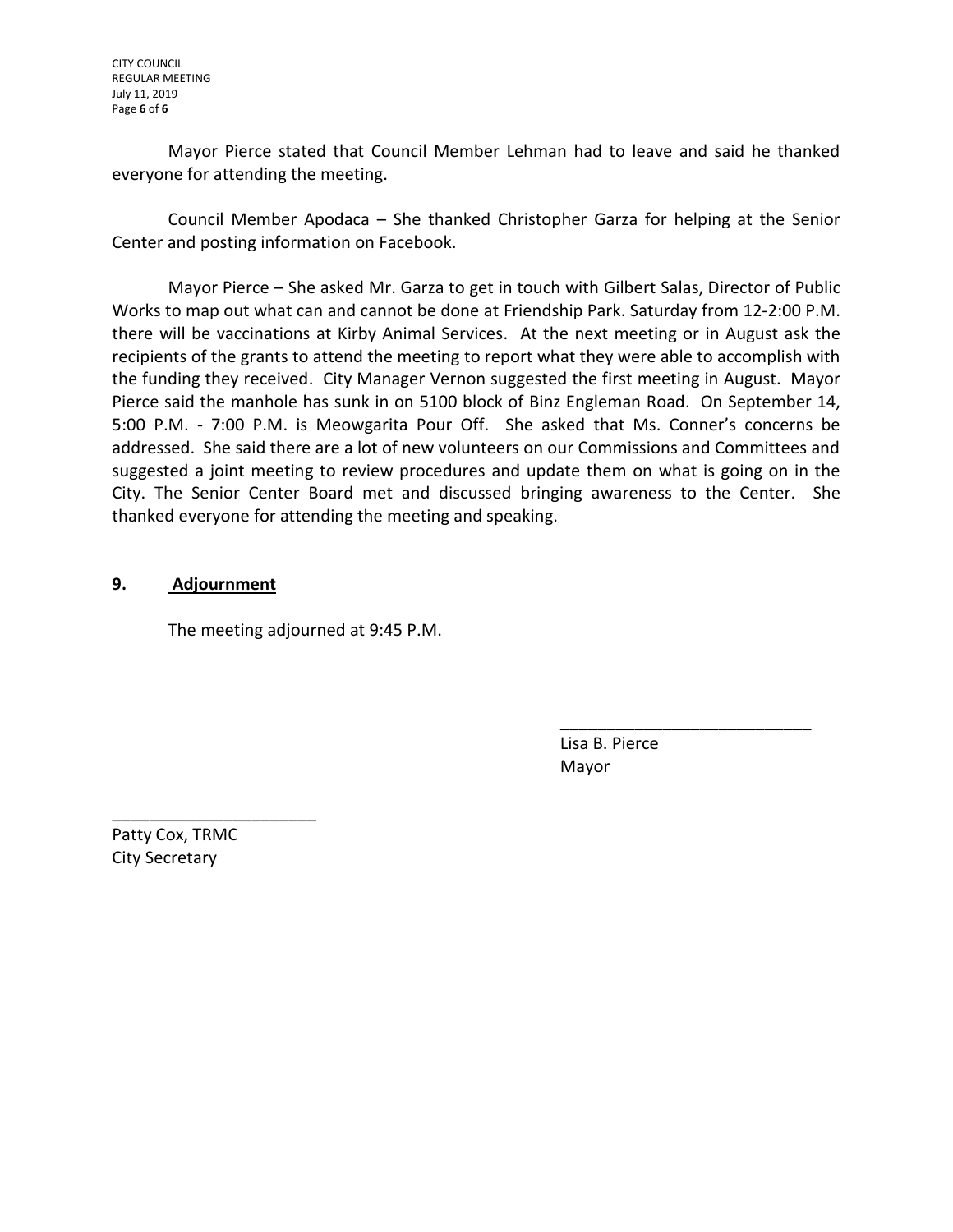Mayor Pierce stated that Council Member Lehman had to leave and said he thanked everyone for attending the meeting.

Council Member Apodaca – She thanked Christopher Garza for helping at the Senior Center and posting information on Facebook.

Mayor Pierce – She asked Mr. Garza to get in touch with Gilbert Salas, Director of Public Works to map out what can and cannot be done at Friendship Park. Saturday from 12-2:00 P.M. there will be vaccinations at Kirby Animal Services. At the next meeting or in August ask the recipients of the grants to attend the meeting to report what they were able to accomplish with the funding they received. City Manager Vernon suggested the first meeting in August. Mayor Pierce said the manhole has sunk in on 5100 block of Binz Engleman Road. On September 14, 5:00 P.M. - 7:00 P.M. is Meowgarita Pour Off. She asked that Ms. Conner's concerns be addressed. She said there are a lot of new volunteers on our Commissions and Committees and suggested a joint meeting to review procedures and update them on what is going on in the City. The Senior Center Board met and discussed bringing awareness to the Center. She thanked everyone for attending the meeting and speaking.

## 9. **Adjournment**

The meeting adjourned at 9:45 P.M.

\_\_\_\_\_\_\_\_\_\_\_\_\_\_\_\_\_\_\_\_\_\_\_\_\_\_\_\_
Lisa B. Pierce
Mayor

\_\_\_\_\_\_\_\_\_\_\_\_\_\_\_\_\_\_\_\_\_\_\_\_
Patty Cox, TRMC
City Secretary